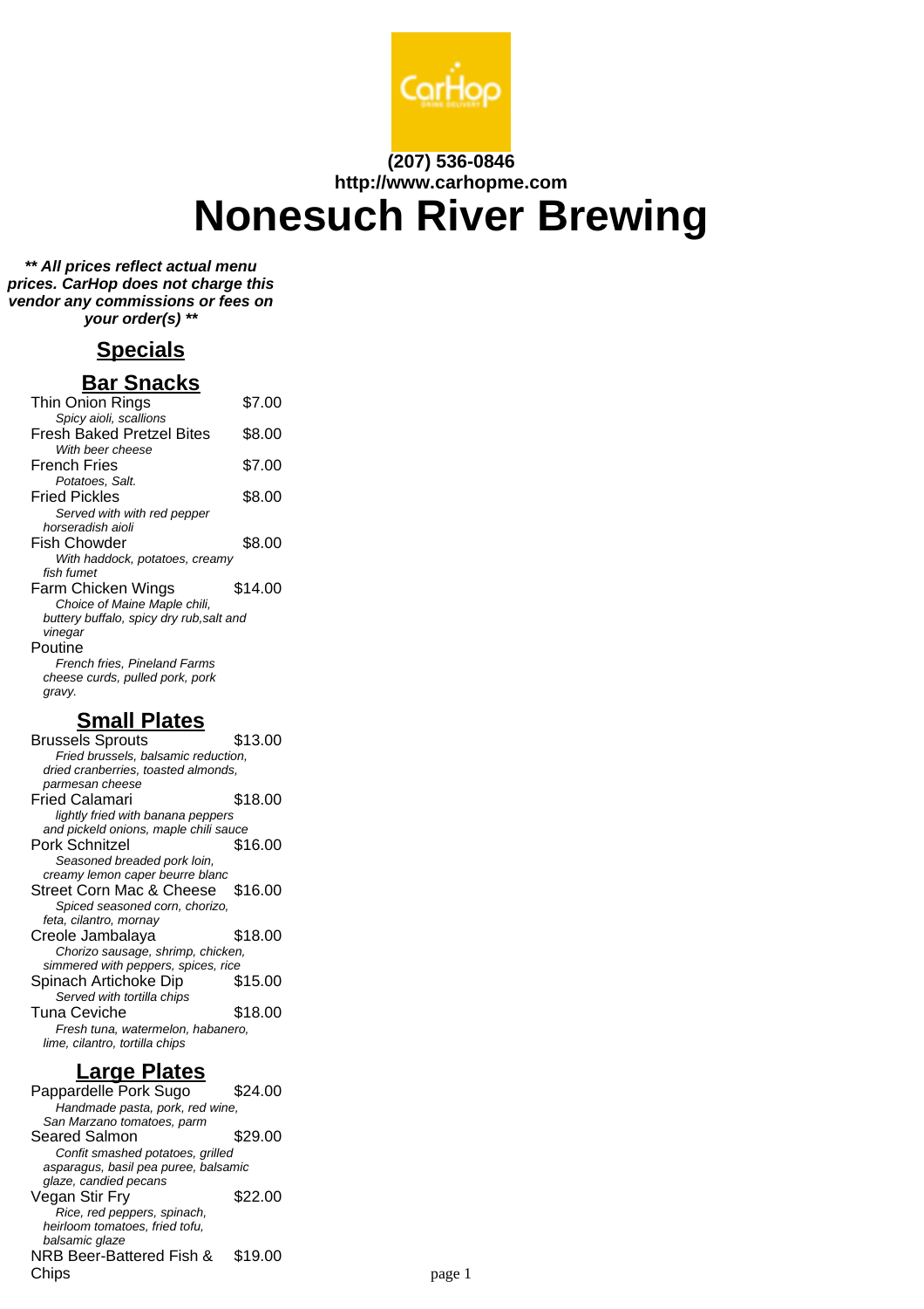**(207) 536-0846**
**http://www.carhopme.com**

# Nonesuch River Brewing

***\*\* All prices reflect actual menu prices. CarHop does not charge this vendor any commissions or fees on your order(s) \*\****

## Specials

## Bar Snacks

Thin Onion Rings — $7.00
*Spicy aioli, scallions*

Fresh Baked Pretzel Bites — $8.00
*With beer cheese*

French Fries — $7.00
*Potatoes, Salt.*

Fried Pickles — $8.00
*Served with with red pepper horseradish aioli*

Fish Chowder — $8.00
*With haddock, potatoes, creamy fish fumet*

Farm Chicken Wings — $14.00
*Choice of Maine Maple chili, buttery buffalo, spicy dry rub,salt and vinegar*

Poutine
*French fries, Pineland Farms cheese curds, pulled pork, pork gravy.*

## Small Plates

Brussels Sprouts — $13.00
*Fried brussels, balsamic reduction, dried cranberries, toasted almonds, parmesan cheese*

Fried Calamari — $18.00
*lightly fried with banana peppers and pickeld onions, maple chili sauce*

Pork Schnitzel — $16.00
*Seasoned breaded pork loin, creamy lemon caper beurre blanc*

Street Corn Mac & Cheese — $16.00
*Spiced seasoned corn, chorizo, feta, cilantro, mornay*

Creole Jambalaya — $18.00
*Chorizo sausage, shrimp, chicken, simmered with peppers, spices, rice*

Spinach Artichoke Dip — $15.00
*Served with tortilla chips*

Tuna Ceviche — $18.00
*Fresh tuna, watermelon, habanero, lime, cilantro, tortilla chips*

## Large Plates

Pappardelle Pork Sugo — $24.00
*Handmade pasta, pork, red wine, San Marzano tomatoes, parm*

Seared Salmon — $29.00
*Confit smashed potatoes, grilled asparagus, basil pea puree, balsamic glaze, candied pecans*

Vegan Stir Fry — $22.00
*Rice, red peppers, spinach, heirloom tomatoes, fried tofu, balsamic glaze*

NRB Beer-Battered Fish & Chips — $19.00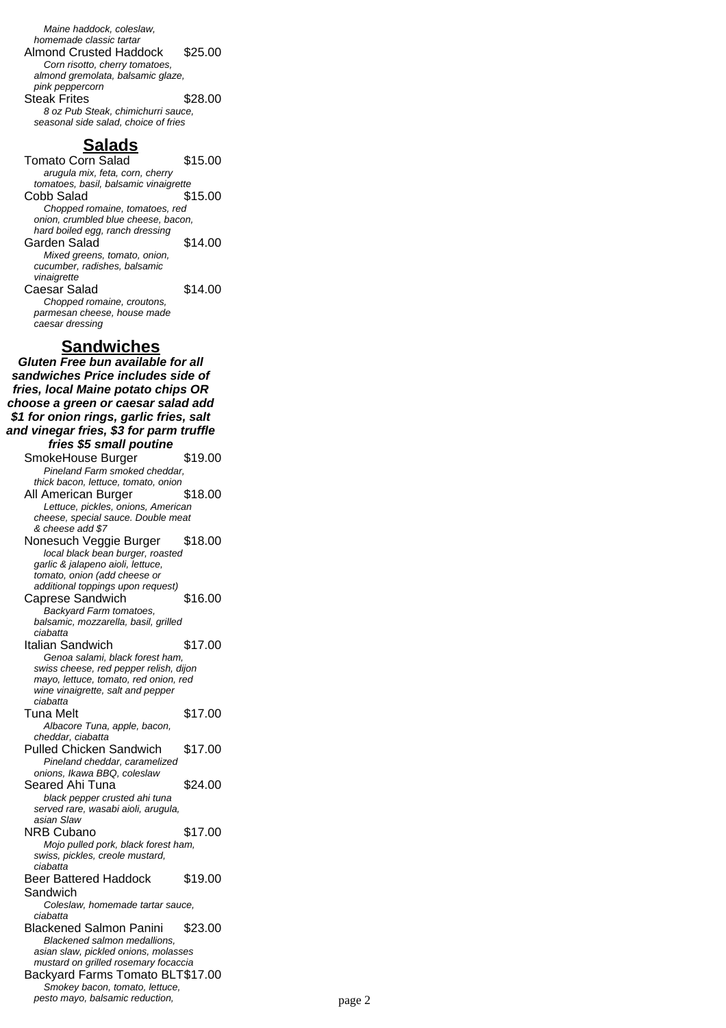*Maine haddock, coleslaw, homemade classic tartar*

Almond Crusted Haddock $25.00

*Corn risotto, cherry tomatoes, almond gremolata, balsamic glaze, pink peppercorn*

Steak Frites $28.00

*8 oz Pub Steak, chimichurri sauce, seasonal side salad, choice of fries*

## Salads

Tomato Corn Salad $15.00

*arugula mix, feta, corn, cherry tomatoes, basil, balsamic vinaigrette*

Cobb Salad $15.00

*Chopped romaine, tomatoes, red onion, crumbled blue cheese, bacon, hard boiled egg, ranch dressing*

Garden Salad $14.00

*Mixed greens, tomato, onion, cucumber, radishes, balsamic vinaigrette*

Caesar Salad $14.00

*Chopped romaine, croutons, parmesan cheese, house made caesar dressing*

## Sandwiches

***Gluten Free bun available for all sandwiches Price includes side of fries, local Maine potato chips OR choose a green or caesar salad add $1 for onion rings, garlic fries, salt and vinegar fries, $3 for parm truffle fries $5 small poutine***

SmokeHouse Burger $19.00

*Pineland Farm smoked cheddar, thick bacon, lettuce, tomato, onion*

All American Burger $18.00

*Lettuce, pickles, onions, American cheese, special sauce. Double meat & cheese add $7*

Nonesuch Veggie Burger $18.00

*local black bean burger, roasted garlic & jalapeno aioli, lettuce, tomato, onion (add cheese or additional toppings upon request)*

Caprese Sandwich $16.00

*Backyard Farm tomatoes, balsamic, mozzarella, basil, grilled ciabatta*

Italian Sandwich $17.00

*Genoa salami, black forest ham, swiss cheese, red pepper relish, dijon mayo, lettuce, tomato, red onion, red wine vinaigrette, salt and pepper ciabatta*

Tuna Melt $17.00

*Albacore Tuna, apple, bacon, cheddar, ciabatta*

Pulled Chicken Sandwich $17.00

*Pineland cheddar, caramelized onions, Ikawa BBQ, coleslaw*

Seared Ahi Tuna $24.00

*black pepper crusted ahi tuna served rare, wasabi aioli, arugula, asian Slaw*

NRB Cubano $17.00

*Mojo pulled pork, black forest ham, swiss, pickles, creole mustard, ciabatta*

Beer Battered Haddock Sandwich $19.00

*Coleslaw, homemade tartar sauce, ciabatta*

Blackened Salmon Panini $23.00

*Blackened salmon medallions, asian slaw, pickled onions, molasses mustard on grilled rosemary focaccia*

Backyard Farms Tomato BLT $17.00

*Smokey bacon, tomato, lettuce, pesto mayo, balsamic reduction,*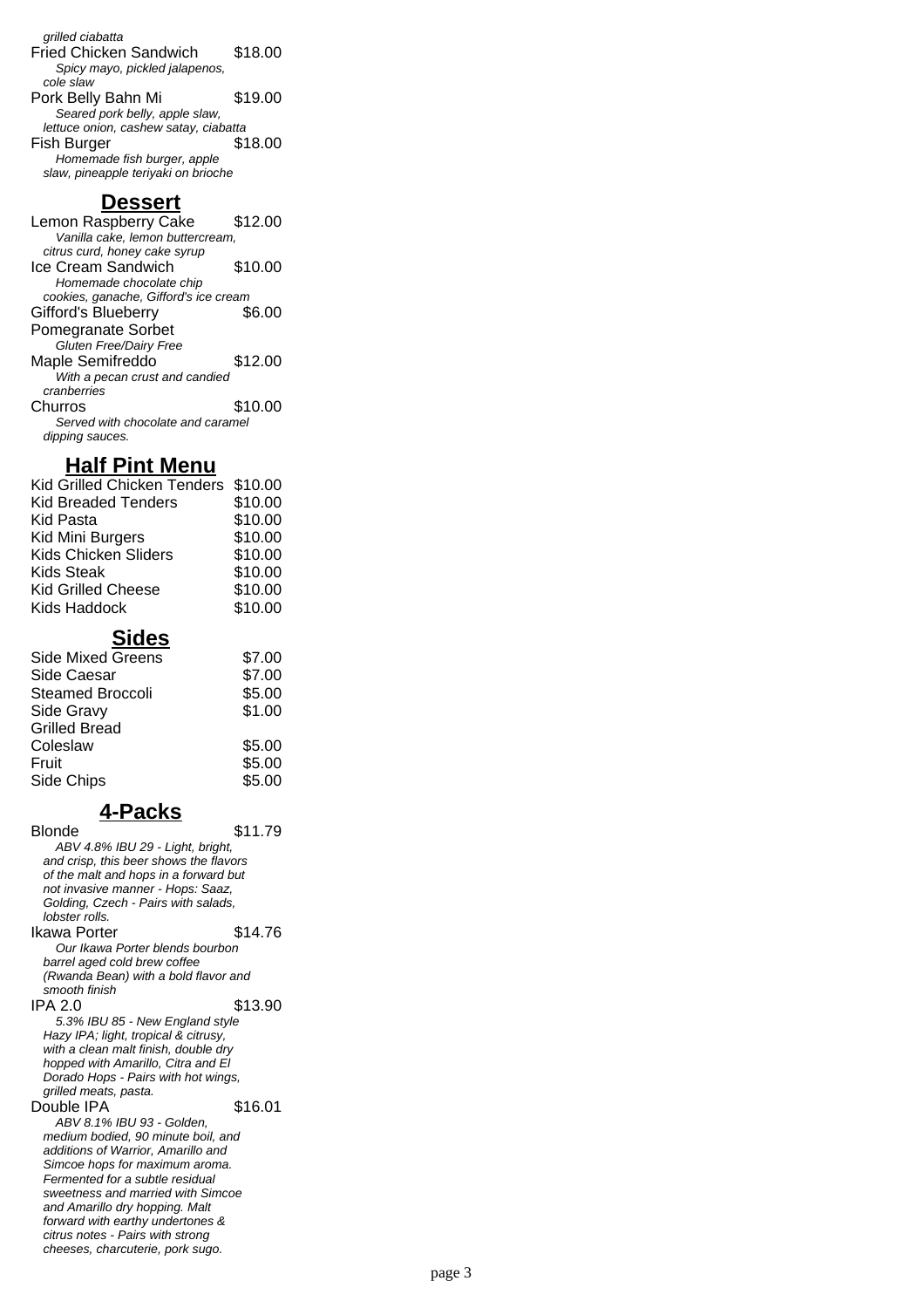grilled ciabatta

Fried Chicken Sandwich $18.00
*Spicy mayo, pickled jalapenos, cole slaw*

Pork Belly Bahn Mi $19.00
*Seared pork belly, apple slaw, lettuce onion, cashew satay, ciabatta*

Fish Burger $18.00
*Homemade fish burger, apple slaw, pineapple teriyaki on brioche*

## Dessert

Lemon Raspberry Cake $12.00
*Vanilla cake, lemon buttercream, citrus curd, honey cake syrup*

Ice Cream Sandwich $10.00
*Homemade chocolate chip cookies, ganache, Gifford's ice cream*

Gifford's Blueberry Pomegranate Sorbet $6.00
*Gluten Free/Dairy Free*

Maple Semifreddo $12.00
*With a pecan crust and candied cranberries*

Churros $10.00
*Served with chocolate and caramel dipping sauces.*

## Half Pint Menu

| Item | Price |
|---|---|
| Kid Grilled Chicken Tenders | $10.00 |
| Kid Breaded Tenders | $10.00 |
| Kid Pasta | $10.00 |
| Kid Mini Burgers | $10.00 |
| Kids Chicken Sliders | $10.00 |
| Kids Steak | $10.00 |
| Kid Grilled Cheese | $10.00 |
| Kids Haddock | $10.00 |

## Sides

| Item | Price |
|---|---|
| Side Mixed Greens | $7.00 |
| Side Caesar | $7.00 |
| Steamed Broccoli | $5.00 |
| Side Gravy | $1.00 |
| Grilled Bread | |
| Coleslaw | $5.00 |
| Fruit | $5.00 |
| Side Chips | $5.00 |

## 4-Packs

Blonde $11.79
*ABV 4.8% IBU 29 - Light, bright, and crisp, this beer shows the flavors of the malt and hops in a forward but not invasive manner - Hops: Saaz, Golding, Czech - Pairs with salads, lobster rolls.*

Ikawa Porter $14.76
*Our Ikawa Porter blends bourbon barrel aged cold brew coffee (Rwanda Bean) with a bold flavor and smooth finish*

IPA 2.0 $13.90
*5.3% IBU 85 - New England style Hazy IPA; light, tropical & citrusy, with a clean malt finish, double dry hopped with Amarillo, Citra and El Dorado Hops - Pairs with hot wings, grilled meats, pasta.*

Double IPA $16.01
*ABV 8.1% IBU 93 - Golden, medium bodied, 90 minute boil, and additions of Warrior, Amarillo and Simcoe hops for maximum aroma. Fermented for a subtle residual sweetness and married with Simcoe and Amarillo dry hopping. Malt forward with earthy undertones & citrus notes - Pairs with strong cheeses, charcuterie, pork sugo.*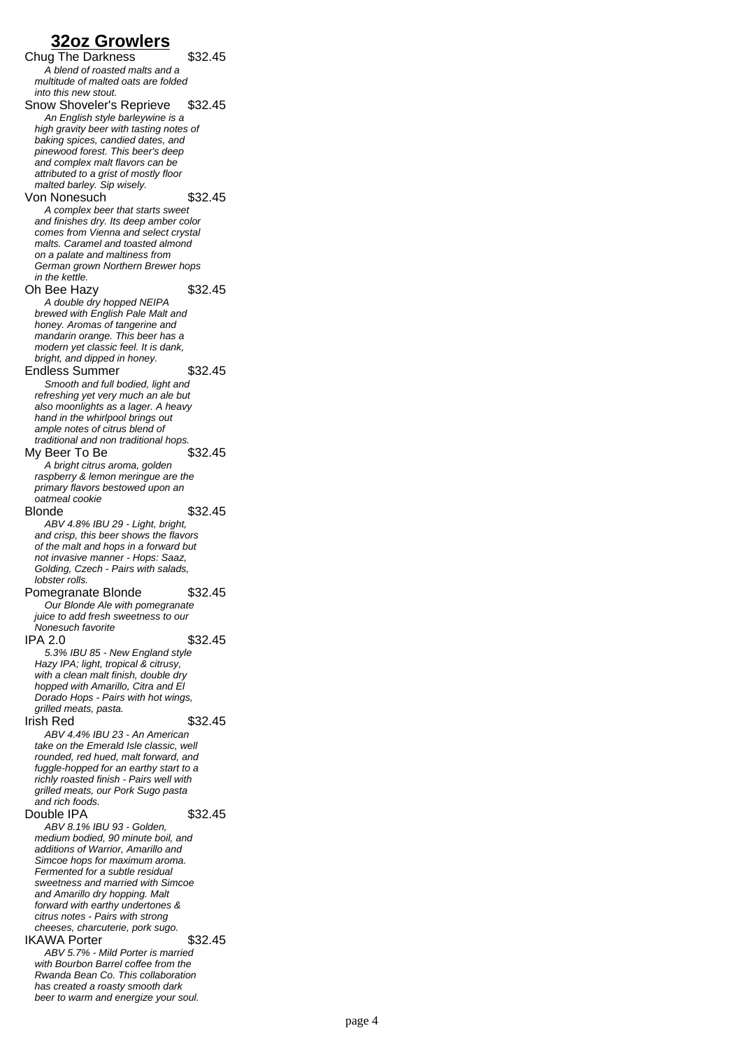## 32oz Growlers

**Chug The Darkness** $32.45

*A blend of roasted malts and a multitude of malted oats are folded into this new stout.*

**Snow Shoveler's Reprieve** $32.45

*An English style barleywine is a high gravity beer with tasting notes of baking spices, candied dates, and pinewood forest. This beer's deep and complex malt flavors can be attributed to a grist of mostly floor malted barley. Sip wisely.*

**Von Nonesuch** $32.45

*A complex beer that starts sweet and finishes dry. Its deep amber color comes from Vienna and select crystal malts. Caramel and toasted almond on a palate and maltiness from German grown Northern Brewer hops in the kettle.*

**Oh Bee Hazy** $32.45

*A double dry hopped NEIPA brewed with English Pale Malt and honey. Aromas of tangerine and mandarin orange. This beer has a modern yet classic feel. It is dank, bright, and dipped in honey.*

**Endless Summer** $32.45

*Smooth and full bodied, light and refreshing yet very much an ale but also moonlights as a lager. A heavy hand in the whirlpool brings out ample notes of citrus blend of traditional and non traditional hops.*

**My Beer To Be** $32.45

*A bright citrus aroma, golden raspberry & lemon meringue are the primary flavors bestowed upon an oatmeal cookie*

**Blonde** $32.45

*ABV 4.8% IBU 29 - Light, bright, and crisp, this beer shows the flavors of the malt and hops in a forward but not invasive manner - Hops: Saaz, Golding, Czech - Pairs with salads, lobster rolls.*

**Pomegranate Blonde** $32.45

*Our Blonde Ale with pomegranate juice to add fresh sweetness to our Nonesuch favorite*

**IPA 2.0** $32.45

*5.3% IBU 85 - New England style Hazy IPA; light, tropical & citrusy, with a clean malt finish, double dry hopped with Amarillo, Citra and El Dorado Hops - Pairs with hot wings, grilled meats, pasta.*

**Irish Red** $32.45

*ABV 4.4% IBU 23 - An American take on the Emerald Isle classic, well rounded, red hued, malt forward, and fuggle-hopped for an earthy start to a richly roasted finish - Pairs well with grilled meats, our Pork Sugo pasta and rich foods.*

**Double IPA** $32.45

*ABV 8.1% IBU 93 - Golden, medium bodied, 90 minute boil, and additions of Warrior, Amarillo and Simcoe hops for maximum aroma. Fermented for a subtle residual sweetness and married with Simcoe and Amarillo dry hopping. Malt forward with earthy undertones & citrus notes - Pairs with strong cheeses, charcuterie, pork sugo.*

**IKAWA Porter** $32.45

*ABV 5.7% - Mild Porter is married with Bourbon Barrel coffee from the Rwanda Bean Co. This collaboration has created a roasty smooth dark beer to warm and energize your soul.*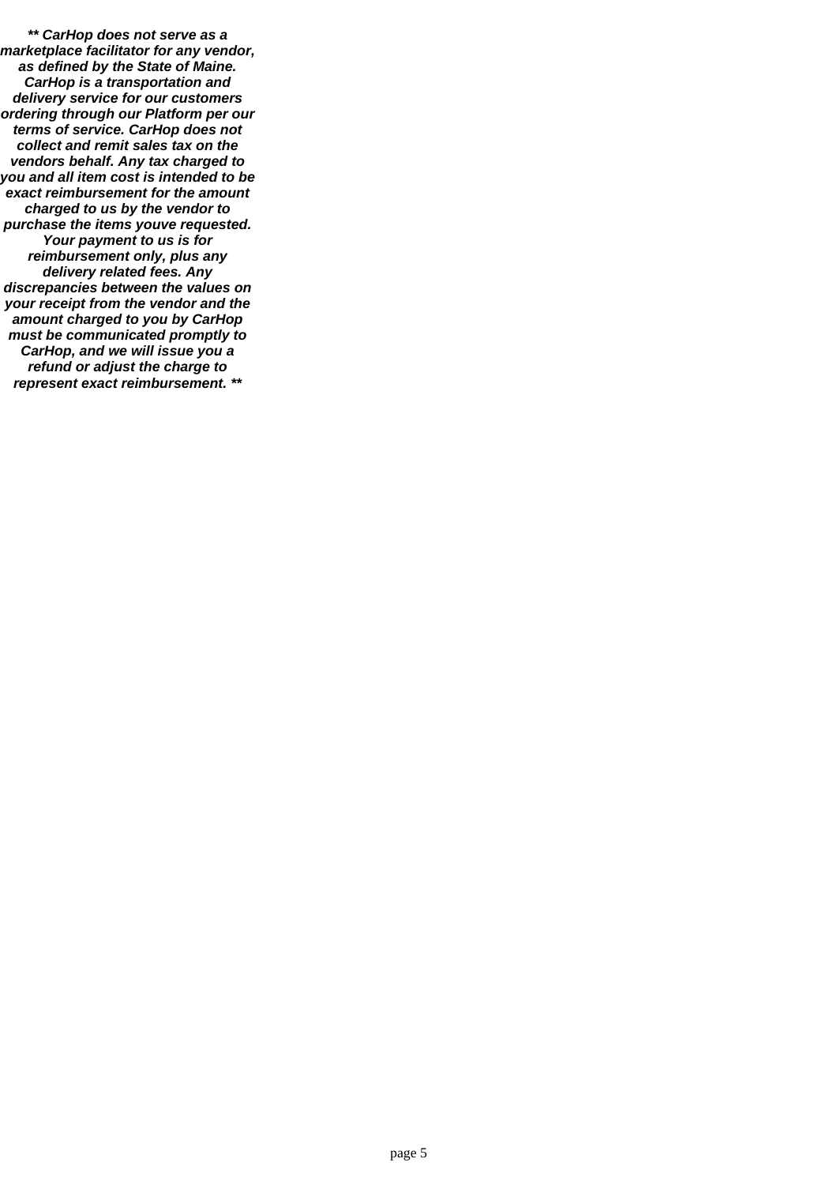***\*\* CarHop does not serve as a marketplace facilitator for any vendor, as defined by the State of Maine. CarHop is a transportation and delivery service for our customers ordering through our Platform per our terms of service. CarHop does not collect and remit sales tax on the vendors behalf. Any tax charged to you and all item cost is intended to be exact reimbursement for the amount charged to us by the vendor to purchase the items youve requested. Your payment to us is for reimbursement only, plus any delivery related fees. Any discrepancies between the values on your receipt from the vendor and the amount charged to you by CarHop must be communicated promptly to CarHop, and we will issue you a refund or adjust the charge to represent exact reimbursement. \*\****